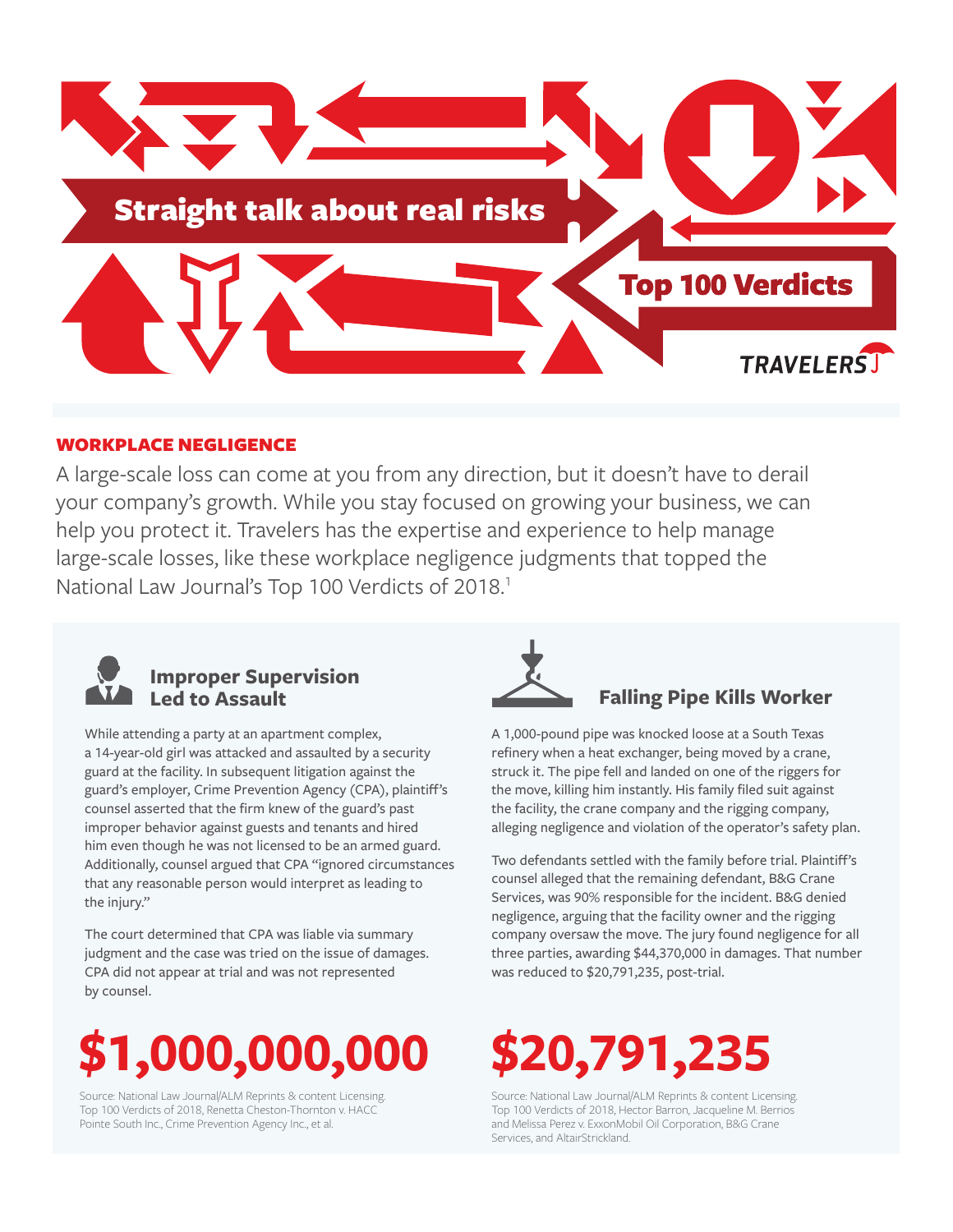# Straight talk about real risks

## Top 100 Verdicts

TRAVELERS

## WORKPLACE NEGLIGENCE

A large-scale loss can come at you from any direction, but it doesn't have to derail your company's growth. While you stay focused on growing your business, we can help you protect it. Travelers has the expertise and experience to help manage large-scale losses, like these workplace negligence judgments that topped the National Law Journal's Top 100 Verdicts of 2018.[1]

### Improper Supervision Led to Assault

While attending a party at an apartment complex, a 14-year-old girl was attacked and assaulted by a security guard at the facility. In subsequent litigation against the guard's employer, Crime Prevention Agency (CPA), plaintiff's counsel asserted that the firm knew of the guard's past improper behavior against guests and tenants and hired him even though he was not licensed to be an armed guard. Additionally, counsel argued that CPA "ignored circumstances that any reasonable person would interpret as leading to the injury."

The court determined that CPA was liable via summary judgment and the case was tried on the issue of damages. CPA did not appear at trial and was not represented by counsel.

**$1,000,000,000**

Source: National Law Journal/ALM Reprints & content Licensing. Top 100 Verdicts of 2018, Renetta Cheston-Thornton v. HACC Pointe South Inc., Crime Prevention Agency Inc., et al.

### Falling Pipe Kills Worker

A 1,000-pound pipe was knocked loose at a South Texas refinery when a heat exchanger, being moved by a crane, struck it. The pipe fell and landed on one of the riggers for the move, killing him instantly. His family filed suit against the facility, the crane company and the rigging company, alleging negligence and violation of the operator's safety plan.

Two defendants settled with the family before trial. Plaintiff's counsel alleged that the remaining defendant, B&G Crane Services, was 90% responsible for the incident. B&G denied negligence, arguing that the facility owner and the rigging company oversaw the move. The jury found negligence for all three parties, awarding $44,370,000 in damages. That number was reduced to $20,791,235, post-trial.

**$20,791,235**

Source: National Law Journal/ALM Reprints & content Licensing. Top 100 Verdicts of 2018, Hector Barron, Jacqueline M. Berrios and Melissa Perez v. ExxonMobil Oil Corporation, B&G Crane Services, and AltairStrickland.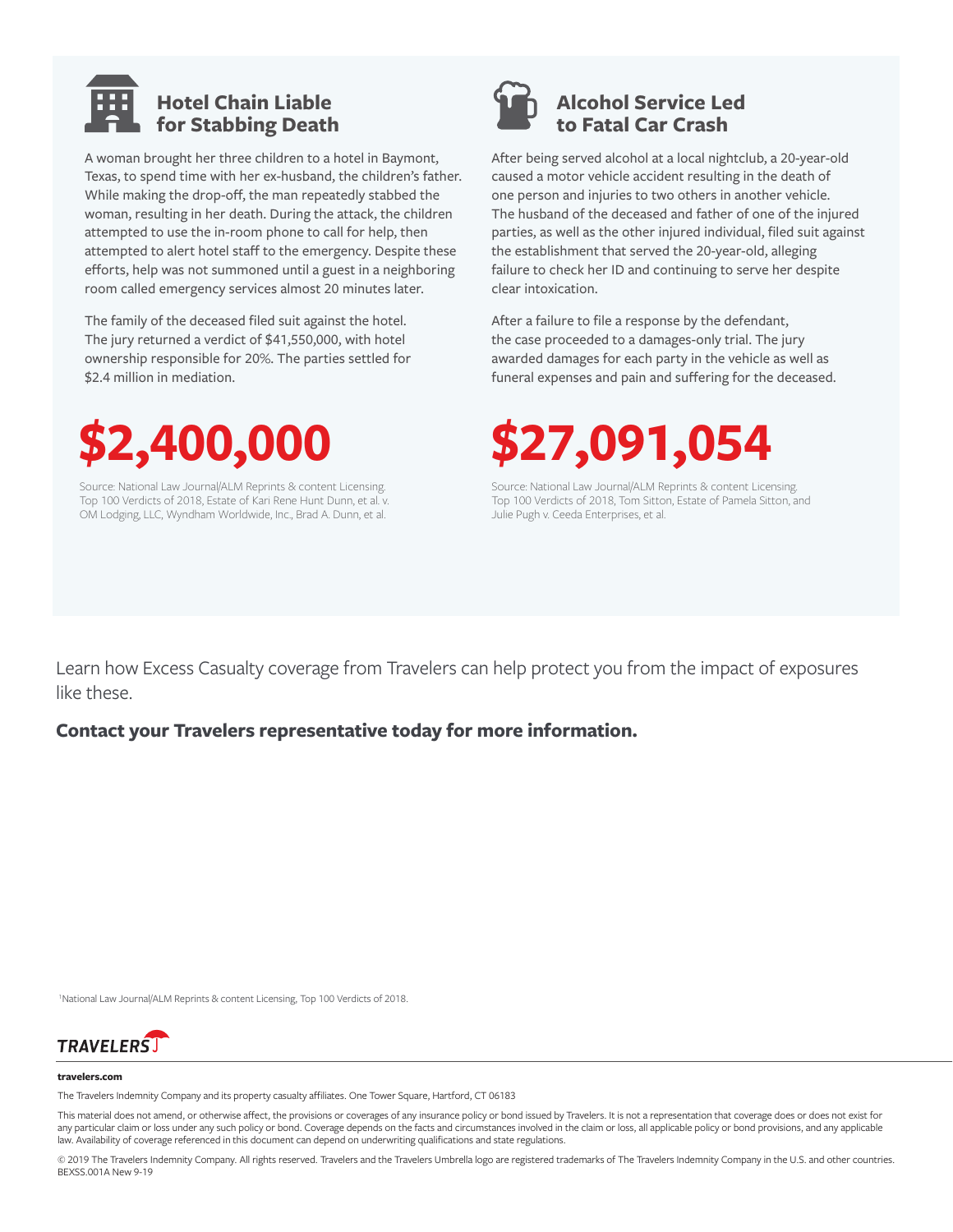## Hotel Chain Liable for Stabbing Death

A woman brought her three children to a hotel in Baymont, Texas, to spend time with her ex-husband, the children's father. While making the drop-off, the man repeatedly stabbed the woman, resulting in her death. During the attack, the children attempted to use the in-room phone to call for help, then attempted to alert hotel staff to the emergency. Despite these efforts, help was not summoned until a guest in a neighboring room called emergency services almost 20 minutes later.

The family of the deceased filed suit against the hotel. The jury returned a verdict of $41,550,000, with hotel ownership responsible for 20%. The parties settled for $2.4 million in mediation.

**$2,400,000**

Source: National Law Journal/ALM Reprints & content Licensing. Top 100 Verdicts of 2018, Estate of Kari Rene Hunt Dunn, et al. v. OM Lodging, LLC, Wyndham Worldwide, Inc., Brad A. Dunn, et al.

## Alcohol Service Led to Fatal Car Crash

After being served alcohol at a local nightclub, a 20-year-old caused a motor vehicle accident resulting in the death of one person and injuries to two others in another vehicle. The husband of the deceased and father of one of the injured parties, as well as the other injured individual, filed suit against the establishment that served the 20-year-old, alleging failure to check her ID and continuing to serve her despite clear intoxication.

After a failure to file a response by the defendant, the case proceeded to a damages-only trial. The jury awarded damages for each party in the vehicle as well as funeral expenses and pain and suffering for the deceased.

**$27,091,054**

Source: National Law Journal/ALM Reprints & content Licensing. Top 100 Verdicts of 2018, Tom Sitton, Estate of Pamela Sitton, and Julie Pugh v. Ceeda Enterprises, et al.

Learn how Excess Casualty coverage from Travelers can help protect you from the impact of exposures like these.

**Contact your Travelers representative today for more information.**

[1]National Law Journal/ALM Reprints & content Licensing, Top 100 Verdicts of 2018.

TRAVELERS

**travelers.com**

The Travelers Indemnity Company and its property casualty affiliates. One Tower Square, Hartford, CT 06183

This material does not amend, or otherwise affect, the provisions or coverages of any insurance policy or bond issued by Travelers. It is not a representation that coverage does or does not exist for any particular claim or loss under any such policy or bond. Coverage depends on the facts and circumstances involved in the claim or loss, all applicable policy or bond provisions, and any applicable law. Availability of coverage referenced in this document can depend on underwriting qualifications and state regulations.

© 2019 The Travelers Indemnity Company. All rights reserved. Travelers and the Travelers Umbrella logo are registered trademarks of The Travelers Indemnity Company in the U.S. and other countries. BEXSS.001A New 9-19